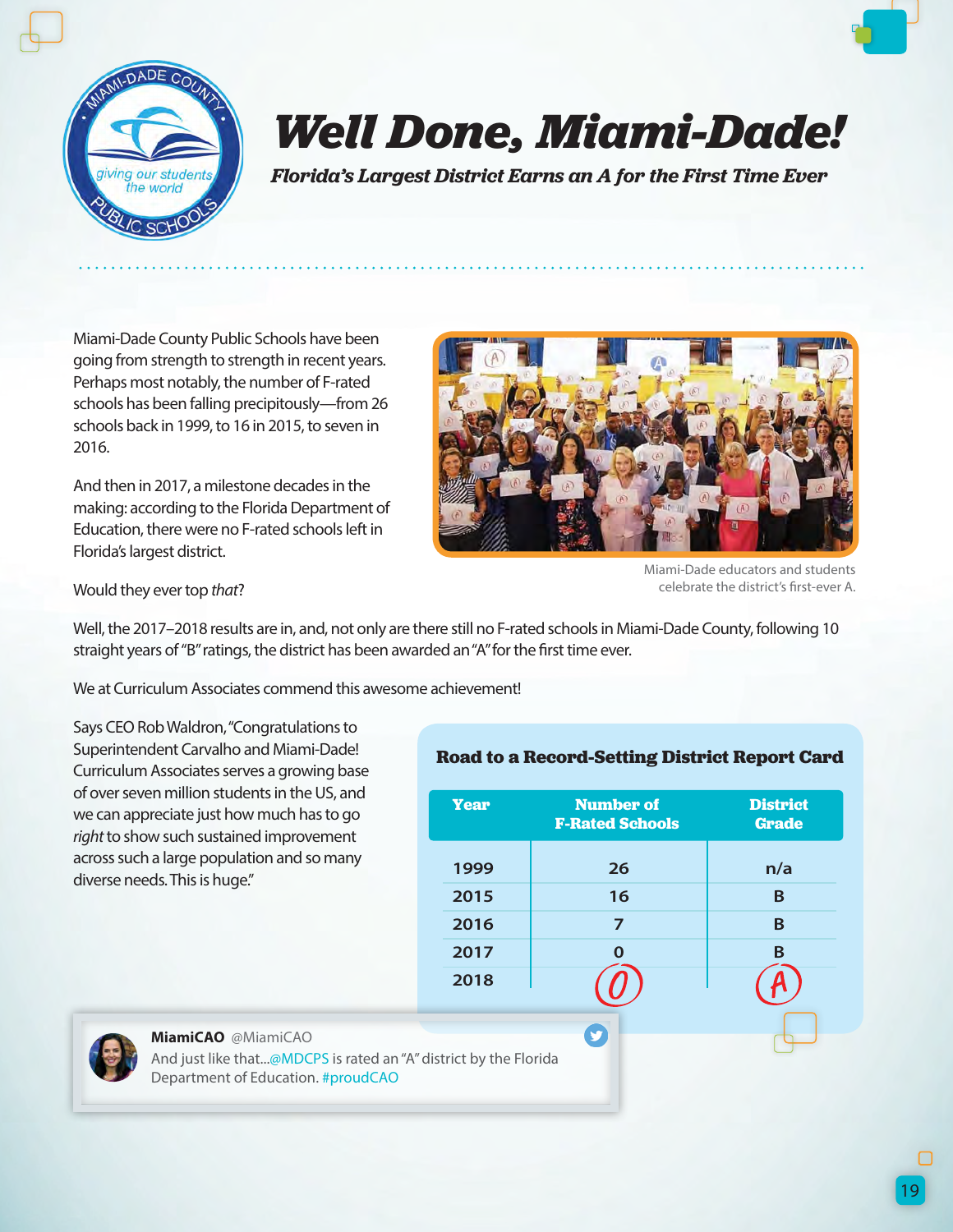# Well Done, Miami-Dade!

***Florida's Largest District Earns an A for the First Time Ever***

Miami-Dade County Public Schools have been going from strength to strength in recent years. Perhaps most notably, the number of F-rated schools has been falling precipitously—from 26 schools back in 1999, to 16 in 2015, to seven in 2016.

And then in 2017, a milestone decades in the making: according to the Florida Department of Education, there were no F-rated schools left in Florida's largest district.

Miami-Dade educators and students celebrate the district's first-ever A.

Would they ever top *that*?

Well, the 2017–2018 results are in, and, not only are there still no F-rated schools in Miami-Dade County, following 10 straight years of "B" ratings, the district has been awarded an "A" for the first time ever.

We at Curriculum Associates commend this awesome achievement!

Says CEO Rob Waldron, "Congratulations to Superintendent Carvalho and Miami-Dade! Curriculum Associates serves a growing base of over seven million students in the US, and we can appreciate just how much has to go *right* to show such sustained improvement across such a large population and so many diverse needs. This is huge."

**Road to a Record-Setting District Report Card**

| Year | Number of F-Rated Schools | District Grade |
|---|---|---|
| 1999 | 26 | n/a |
| 2015 | 16 | B |
| 2016 | 7 | B |
| 2017 | 0 | B |
| 2018 | 0 | A |

**MiamiCAO** @MiamiCAO
And just like that...@MDCPS is rated an "A" district by the Florida Department of Education. #proudCAO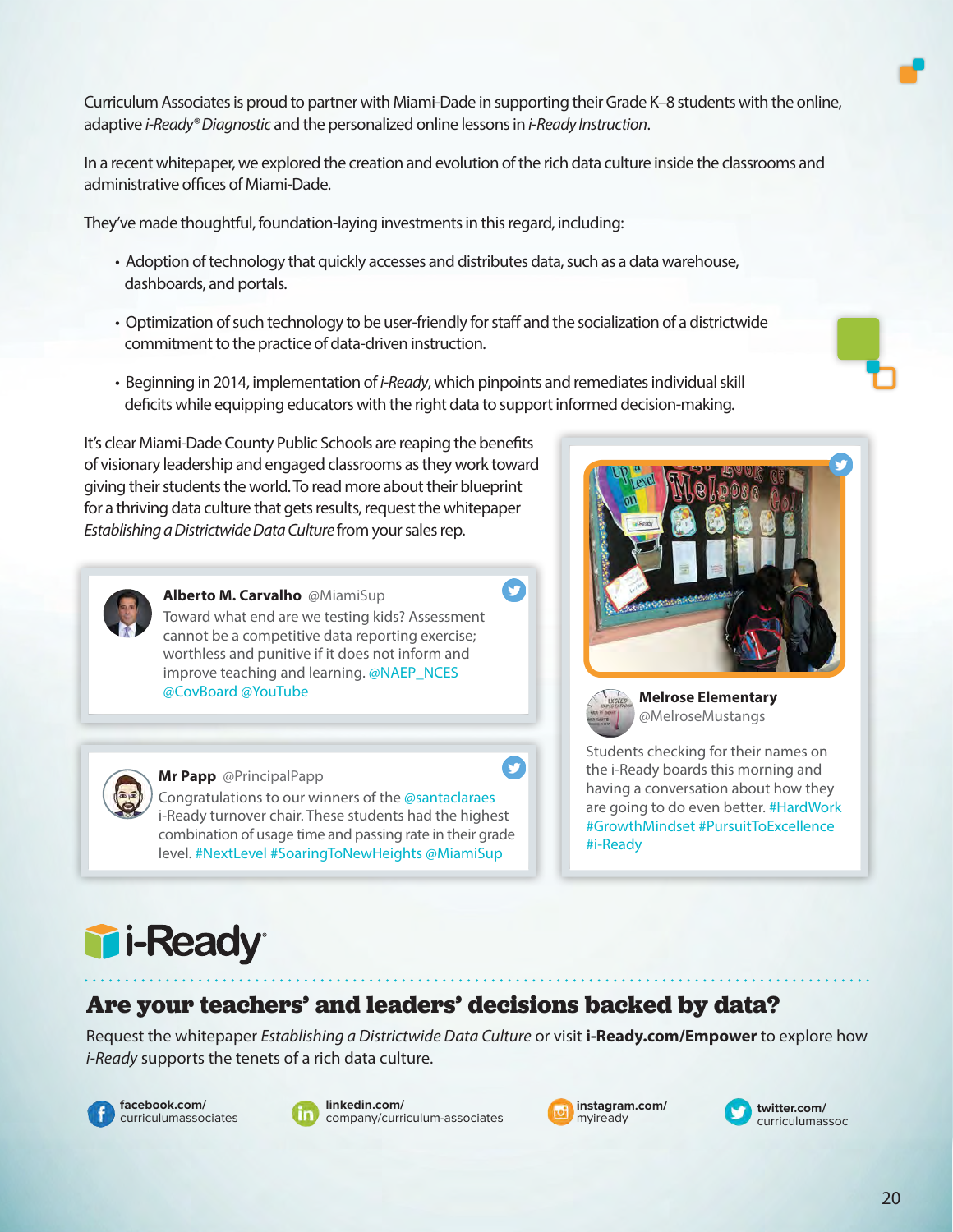Curriculum Associates is proud to partner with Miami-Dade in supporting their Grade K–8 students with the online, adaptive *i-Ready® Diagnostic* and the personalized online lessons in *i-Ready Instruction*.

In a recent whitepaper, we explored the creation and evolution of the rich data culture inside the classrooms and administrative offices of Miami-Dade.

They've made thoughtful, foundation-laying investments in this regard, including:

- Adoption of technology that quickly accesses and distributes data, such as a data warehouse, dashboards, and portals.
- Optimization of such technology to be user-friendly for staff and the socialization of a districtwide commitment to the practice of data-driven instruction.
- Beginning in 2014, implementation of *i-Ready*, which pinpoints and remediates individual skill deficits while equipping educators with the right data to support informed decision-making.

It's clear Miami-Dade County Public Schools are reaping the benefits of visionary leadership and engaged classrooms as they work toward giving their students the world. To read more about their blueprint for a thriving data culture that gets results, request the whitepaper *Establishing a Districtwide Data Culture* from your sales rep.

**Alberto M. Carvalho** @MiamiSup
Toward what end are we testing kids? Assessment cannot be a competitive data reporting exercise; worthless and punitive if it does not inform and improve teaching and learning. @NAEP_NCES @CovBoard @YouTube

**Mr Papp** @PrincipalPapp
Congratulations to our winners of the @santaclaraes i-Ready turnover chair. These students had the highest combination of usage time and passing rate in their grade level. #NextLevel #SoaringToNewHeights @MiamiSup

**Melrose Elementary** @MelroseMustangs
Students checking for their names on the i-Ready boards this morning and having a conversation about how they are going to do even better. #HardWork #GrowthMindset #PursuitToExcellence #i-Ready

i-Ready

## Are your teachers' and leaders' decisions backed by data?

Request the whitepaper *Establishing a Districtwide Data Culture* or visit **i-Ready.com/Empower** to explore how *i-Ready* supports the tenets of a rich data culture.

**facebook.com/** curriculumassociates

**linkedin.com/** company/curriculum-associates

**instagram.com/** myiready

**twitter.com/** curriculumassoc